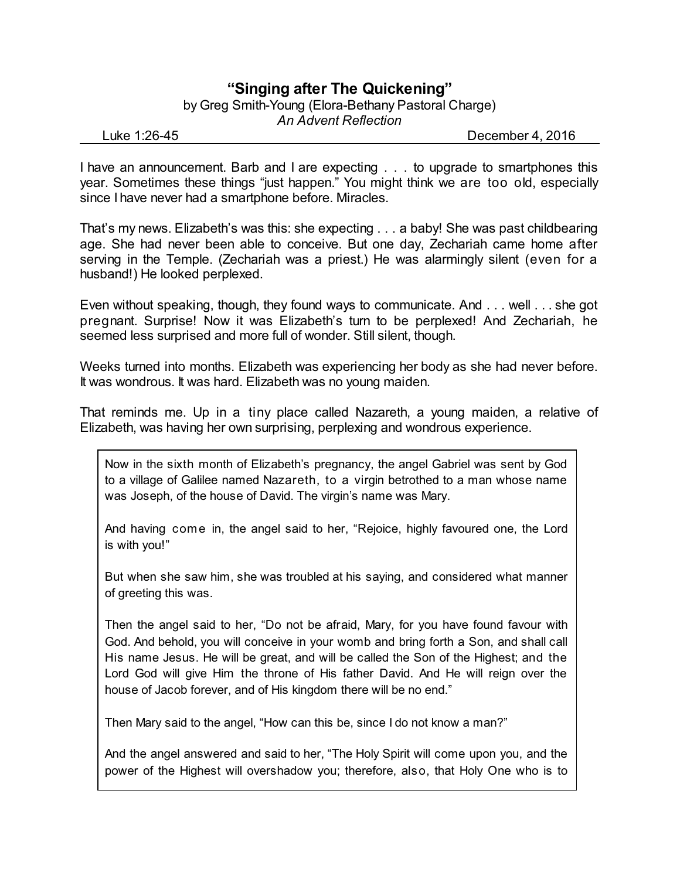# "Singing after The Quickening"

by Greg Smith-Young (Elora-Bethany Pastoral Charge)

*An Advent Reflection*

Luke 1:26-45 December 4, 2016

I have an announcement. Barb and I are expecting . . . to upgrade to smartphones this year. Sometimes these things "just happen." You might think we are too old, especially since I have never had a smartphone before. Miracles.

That's my news. Elizabeth's was this: she expecting . . . a baby! She was past childbearing age. She had never been able to conceive. But one day, Zechariah came home after serving in the Temple. (Zechariah was a priest.) He was alarmingly silent (even for a husband!) He looked perplexed.

Even without speaking, though, they found ways to communicate. And . . . well . . . she got pregnant. Surprise! Now it was Elizabeth's turn to be perplexed! And Zechariah, he seemed less surprised and more full of wonder. Still silent, though.

Weeks turned into months. Elizabeth was experiencing her body as she had never before. It was wondrous. It was hard. Elizabeth was no young maiden.

That reminds me. Up in a tiny place called Nazareth, a young maiden, a relative of Elizabeth, was having her own surprising, perplexing and wondrous experience.

> Now in the sixth month of Elizabeth's pregnancy, the angel Gabriel was sent by God to a village of Galilee named Nazareth, to a virgin betrothed to a man whose name was Joseph, of the house of David. The virgin's name was Mary.
>
> And having come in, the angel said to her, "Rejoice, highly favoured one, the Lord is with you!"
>
> But when she saw him, she was troubled at his saying, and considered what manner of greeting this was.
>
> Then the angel said to her, "Do not be afraid, Mary, for you have found favour with God. And behold, you will conceive in your womb and bring forth a Son, and shall call His name Jesus. He will be great, and will be called the Son of the Highest; and the Lord God will give Him the throne of His father David. And He will reign over the house of Jacob forever, and of His kingdom there will be no end."
>
> Then Mary said to the angel, "How can this be, since I do not know a man?"
>
> And the angel answered and said to her, "The Holy Spirit will come upon you, and the power of the Highest will overshadow you; therefore, also, that Holy One who is to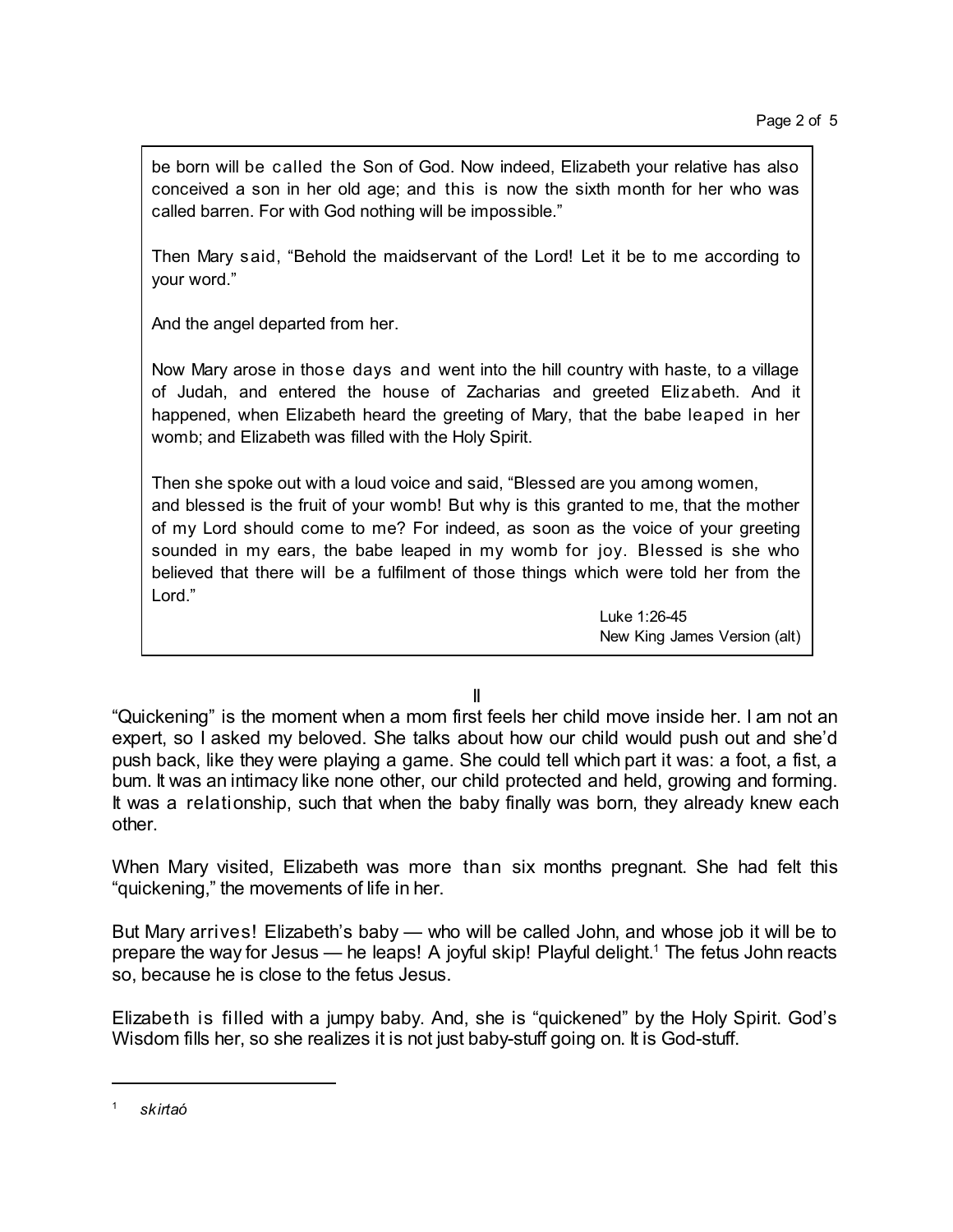be born will be called the Son of God. Now indeed, Elizabeth your relative has also conceived a son in her old age; and this is now the sixth month for her who was called barren. For with God nothing will be impossible."

Then Mary said, "Behold the maidservant of the Lord! Let it be to me according to your word."

And the angel departed from her.

Now Mary arose in those days and went into the hill country with haste, to a village of Judah, and entered the house of Zacharias and greeted Elizabeth. And it happened, when Elizabeth heard the greeting of Mary, that the babe leaped in her womb; and Elizabeth was filled with the Holy Spirit.

Then she spoke out with a loud voice and said, "Blessed are you among women, and blessed is the fruit of your womb! But why is this granted to me, that the mother of my Lord should come to me? For indeed, as soon as the voice of your greeting sounded in my ears, the babe leaped in my womb for joy. Blessed is she who believed that there will be a fulfilment of those things which were told her from the Lord."

Luke 1:26-45
New King James Version (alt)

II

"Quickening" is the moment when a mom first feels her child move inside her. I am not an expert, so I asked my beloved. She talks about how our child would push out and she'd push back, like they were playing a game. She could tell which part it was: a foot, a fist, a bum. It was an intimacy like none other, our child protected and held, growing and forming. It was a relationship, such that when the baby finally was born, they already knew each other.

When Mary visited, Elizabeth was more than six months pregnant. She had felt this "quickening," the movements of life in her.

But Mary arrives! Elizabeth's baby — who will be called John, and whose job it will be to prepare the way for Jesus — he leaps! A joyful skip! Playful delight.[1] The fetus John reacts so, because he is close to the fetus Jesus.

Elizabeth is filled with a jumpy baby. And, she is "quickened" by the Holy Spirit. God's Wisdom fills her, so she realizes it is not just baby-stuff going on. It is God-stuff.

---

[1] *skirtaó*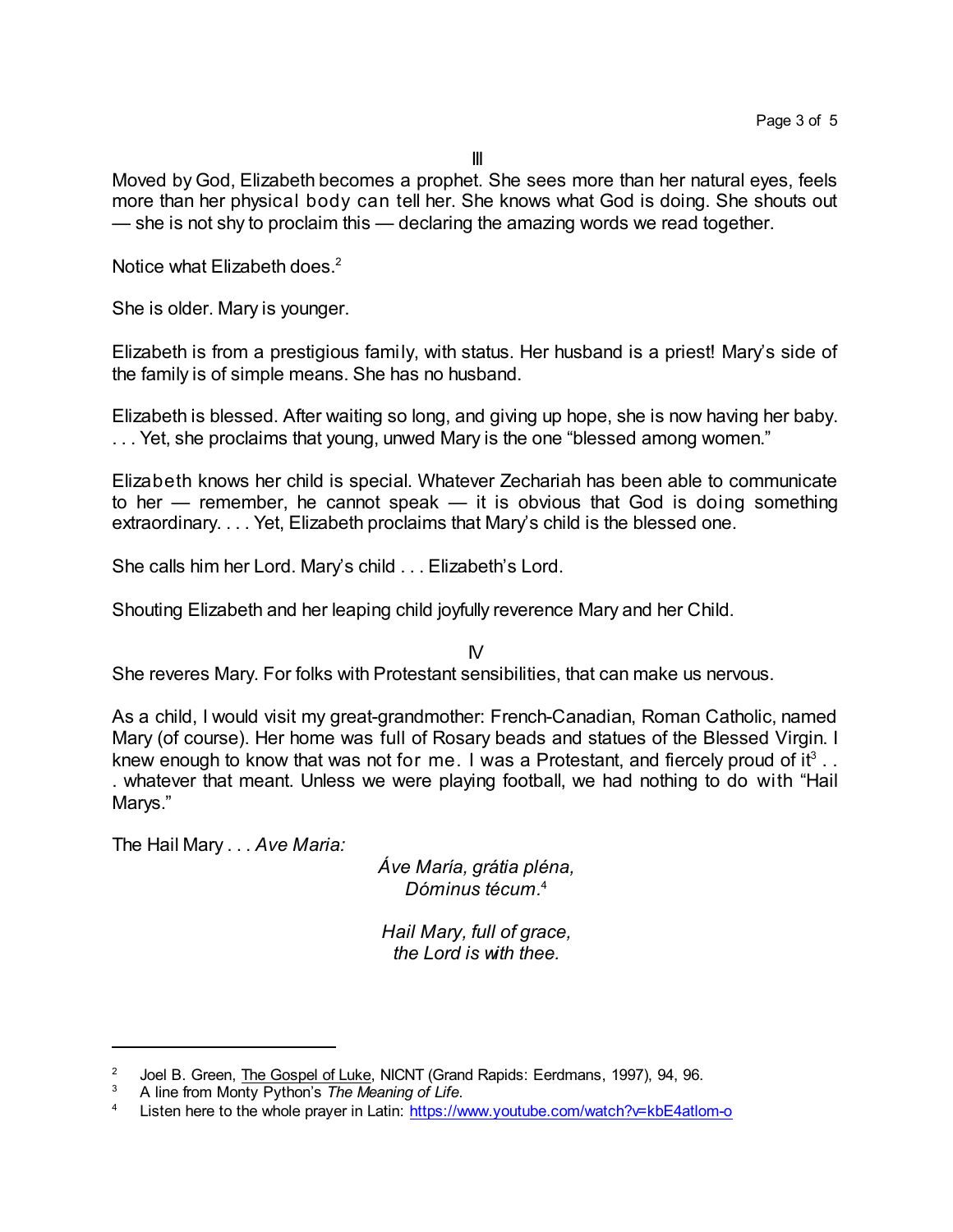III

Moved by God, Elizabeth becomes a prophet. She sees more than her natural eyes, feels more than her physical body can tell her. She knows what God is doing. She shouts out — she is not shy to proclaim this — declaring the amazing words we read together.

Notice what Elizabeth does.[2]

She is older. Mary is younger.

Elizabeth is from a prestigious family, with status. Her husband is a priest! Mary's side of the family is of simple means. She has no husband.

Elizabeth is blessed. After waiting so long, and giving up hope, she is now having her baby. . . . Yet, she proclaims that young, unwed Mary is the one "blessed among women."

Elizabeth knows her child is special. Whatever Zechariah has been able to communicate to her — remember, he cannot speak — it is obvious that God is doing something extraordinary. . . . Yet, Elizabeth proclaims that Mary's child is the blessed one.

She calls him her Lord. Mary's child . . . Elizabeth's Lord.

Shouting Elizabeth and her leaping child joyfully reverence Mary and her Child.

IV

She reveres Mary. For folks with Protestant sensibilities, that can make us nervous.

As a child, I would visit my great-grandmother: French-Canadian, Roman Catholic, named Mary (of course). Her home was full of Rosary beads and statues of the Blessed Virgin. I knew enough to know that was not for me. I was a Protestant, and fiercely proud of it[3] . . . whatever that meant. Unless we were playing football, we had nothing to do with "Hail Marys."

The Hail Mary . . . *Ave Maria:*

*Áve María, grátia pléna,*
*Dóminus técum.*[4]

*Hail Mary, full of grace,*
*the Lord is with thee.*

---

[2] Joel B. Green, The Gospel of Luke, NICNT (Grand Rapids: Eerdmans, 1997), 94, 96.

[3] A line from Monty Python's *The Meaning of Life.*

[4] Listen here to the whole prayer in Latin: https://www.youtube.com/watch?v=kbE4atlom-o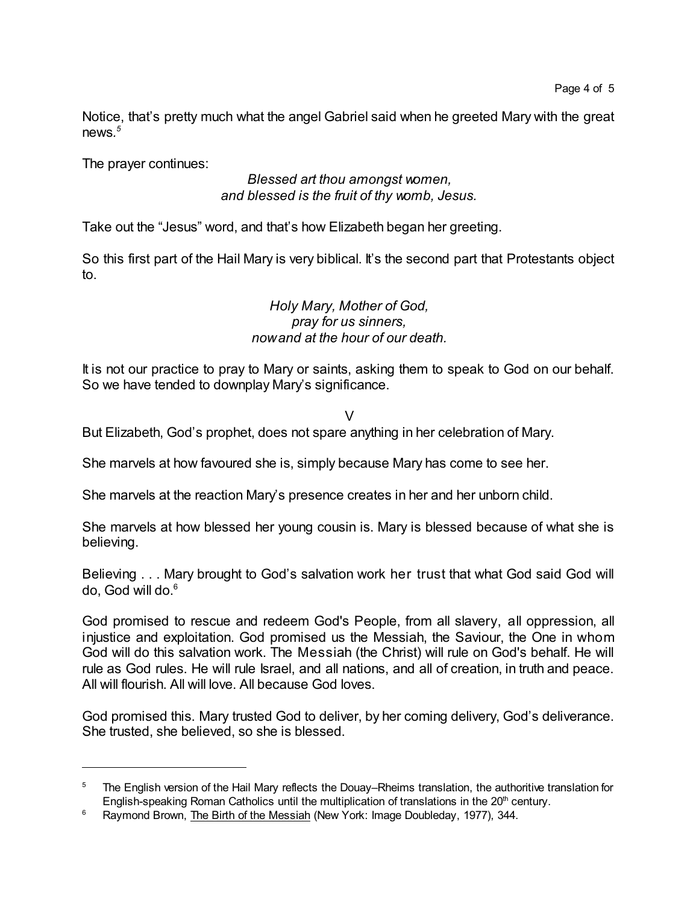Notice, that's pretty much what the angel Gabriel said when he greeted Mary with the great news.[5]

The prayer continues:

*Blessed art thou amongst women,*
*and blessed is the fruit of thy womb, Jesus.*

Take out the "Jesus" word, and that's how Elizabeth began her greeting.

So this first part of the Hail Mary is very biblical. It's the second part that Protestants object to.

*Holy Mary, Mother of God,*
*pray for us sinners,*
*now and at the hour of our death.*

It is not our practice to pray to Mary or saints, asking them to speak to God on our behalf. So we have tended to downplay Mary's significance.

V

But Elizabeth, God's prophet, does not spare anything in her celebration of Mary.

She marvels at how favoured she is, simply because Mary has come to see her.

She marvels at the reaction Mary's presence creates in her and her unborn child.

She marvels at how blessed her young cousin is. Mary is blessed because of what she is believing.

Believing . . . Mary brought to God's salvation work her trust that what God said God will do, God will do.[6]

God promised to rescue and redeem God's People, from all slavery, all oppression, all injustice and exploitation. God promised us the Messiah, the Saviour, the One in whom God will do this salvation work. The Messiah (the Christ) will rule on God's behalf. He will rule as God rules. He will rule Israel, and all nations, and all of creation, in truth and peace. All will flourish. All will love. All because God loves.

God promised this. Mary trusted God to deliver, by her coming delivery, God's deliverance. She trusted, she believed, so she is blessed.

---

[5] The English version of the Hail Mary reflects the Douay–Rheims translation, the authoritive translation for English-speaking Roman Catholics until the multiplication of translations in the 20th century.

[6] Raymond Brown, The Birth of the Messiah (New York: Image Doubleday, 1977), 344.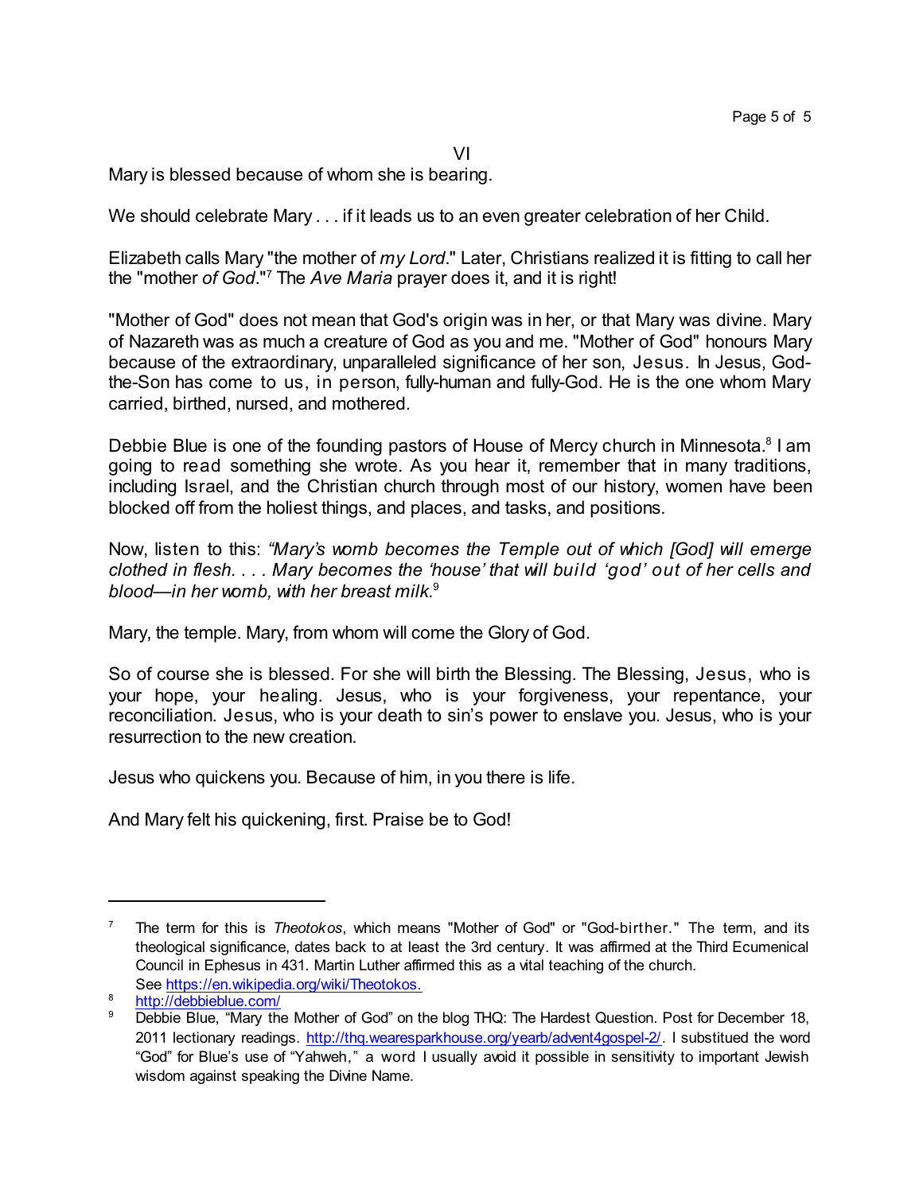VI

Mary is blessed because of whom she is bearing.

We should celebrate Mary . . . if it leads us to an even greater celebration of her Child.

Elizabeth calls Mary "the mother of *my Lord*." Later, Christians realized it is fitting to call her the "mother *of God*."[7] The *Ave Maria* prayer does it, and it is right!

"Mother of God" does not mean that God's origin was in her, or that Mary was divine. Mary of Nazareth was as much a creature of God as you and me. "Mother of God" honours Mary because of the extraordinary, unparalleled significance of her son, Jesus. In Jesus, God-the-Son has come to us, in person, fully-human and fully-God. He is the one whom Mary carried, birthed, nursed, and mothered.

Debbie Blue is one of the founding pastors of House of Mercy church in Minnesota.[8] I am going to read something she wrote. As you hear it, remember that in many traditions, including Israel, and the Christian church through most of our history, women have been blocked off from the holiest things, and places, and tasks, and positions.

Now, listen to this: *"Mary's womb becomes the Temple out of which [God] will emerge clothed in flesh. . . . Mary becomes the 'house' that will build 'god' out of her cells and blood—in her womb, with her breast milk.*[9]

Mary, the temple. Mary, from whom will come the Glory of God.

So of course she is blessed. For she will birth the Blessing. The Blessing, Jesus, who is your hope, your healing. Jesus, who is your forgiveness, your repentance, your reconciliation. Jesus, who is your death to sin's power to enslave you. Jesus, who is your resurrection to the new creation.

Jesus who quickens you. Because of him, in you there is life.

And Mary felt his quickening, first. Praise be to God!

---

[7] The term for this is *Theotokos*, which means "Mother of God" or "God-birther." The term, and its theological significance, dates back to at least the 3rd century. It was affirmed at the Third Ecumenical Council in Ephesus in 431. Martin Luther affirmed this as a vital teaching of the church. See https://en.wikipedia.org/wiki/Theotokos.

[8] http://debbieblue.com/

[9] Debbie Blue, "Mary the Mother of God" on the blog THQ: The Hardest Question. Post for December 18, 2011 lectionary readings. http://thq.wearesparkhouse.org/yearb/advent4gospel-2/. I substitued the word "God" for Blue's use of "Yahweh," a word I usually avoid it possible in sensitivity to important Jewish wisdom against speaking the Divine Name.